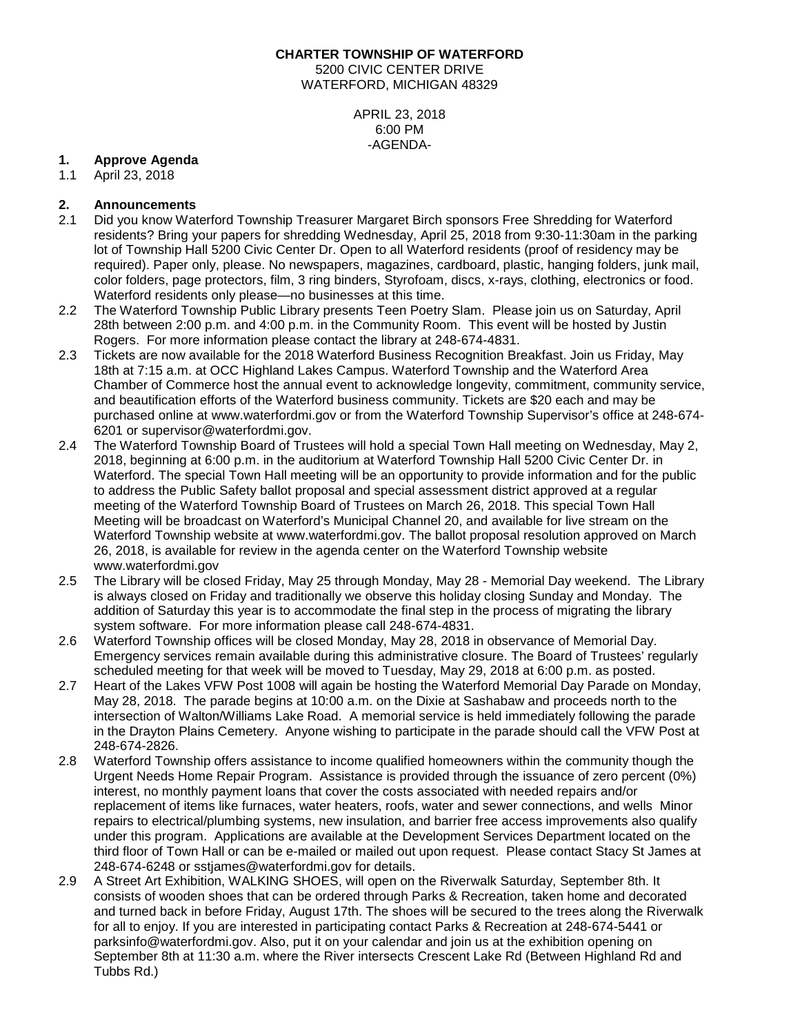**CHARTER TOWNSHIP OF WATERFORD**
5200 CIVIC CENTER DRIVE
WATERFORD, MICHIGAN 48329

APRIL 23, 2018
6:00 PM
-AGENDA-

**1. Approve Agenda**

1.1 April 23, 2018

**2. Announcements**

2.1 Did you know Waterford Township Treasurer Margaret Birch sponsors Free Shredding for Waterford residents? Bring your papers for shredding Wednesday, April 25, 2018 from 9:30-11:30am in the parking lot of Township Hall 5200 Civic Center Dr. Open to all Waterford residents (proof of residency may be required). Paper only, please. No newspapers, magazines, cardboard, plastic, hanging folders, junk mail, color folders, page protectors, film, 3 ring binders, Styrofoam, discs, x-rays, clothing, electronics or food. Waterford residents only please—no businesses at this time.

2.2 The Waterford Township Public Library presents Teen Poetry Slam. Please join us on Saturday, April 28th between 2:00 p.m. and 4:00 p.m. in the Community Room. This event will be hosted by Justin Rogers. For more information please contact the library at 248-674-4831.

2.3 Tickets are now available for the 2018 Waterford Business Recognition Breakfast. Join us Friday, May 18th at 7:15 a.m. at OCC Highland Lakes Campus. Waterford Township and the Waterford Area Chamber of Commerce host the annual event to acknowledge longevity, commitment, community service, and beautification efforts of the Waterford business community. Tickets are $20 each and may be purchased online at www.waterfordmi.gov or from the Waterford Township Supervisor's office at 248-674-6201 or supervisor@waterfordmi.gov.

2.4 The Waterford Township Board of Trustees will hold a special Town Hall meeting on Wednesday, May 2, 2018, beginning at 6:00 p.m. in the auditorium at Waterford Township Hall 5200 Civic Center Dr. in Waterford. The special Town Hall meeting will be an opportunity to provide information and for the public to address the Public Safety ballot proposal and special assessment district approved at a regular meeting of the Waterford Township Board of Trustees on March 26, 2018. This special Town Hall Meeting will be broadcast on Waterford's Municipal Channel 20, and available for live stream on the Waterford Township website at www.waterfordmi.gov. The ballot proposal resolution approved on March 26, 2018, is available for review in the agenda center on the Waterford Township website www.waterfordmi.gov

2.5 The Library will be closed Friday, May 25 through Monday, May 28 - Memorial Day weekend. The Library is always closed on Friday and traditionally we observe this holiday closing Sunday and Monday. The addition of Saturday this year is to accommodate the final step in the process of migrating the library system software. For more information please call 248-674-4831.

2.6 Waterford Township offices will be closed Monday, May 28, 2018 in observance of Memorial Day. Emergency services remain available during this administrative closure. The Board of Trustees' regularly scheduled meeting for that week will be moved to Tuesday, May 29, 2018 at 6:00 p.m. as posted.

2.7 Heart of the Lakes VFW Post 1008 will again be hosting the Waterford Memorial Day Parade on Monday, May 28, 2018. The parade begins at 10:00 a.m. on the Dixie at Sashabaw and proceeds north to the intersection of Walton/Williams Lake Road. A memorial service is held immediately following the parade in the Drayton Plains Cemetery. Anyone wishing to participate in the parade should call the VFW Post at 248-674-2826.

2.8 Waterford Township offers assistance to income qualified homeowners within the community though the Urgent Needs Home Repair Program. Assistance is provided through the issuance of zero percent (0%) interest, no monthly payment loans that cover the costs associated with needed repairs and/or replacement of items like furnaces, water heaters, roofs, water and sewer connections, and wells Minor repairs to electrical/plumbing systems, new insulation, and barrier free access improvements also qualify under this program. Applications are available at the Development Services Department located on the third floor of Town Hall or can be e-mailed or mailed out upon request. Please contact Stacy St James at 248-674-6248 or sstjames@waterfordmi.gov for details.

2.9 A Street Art Exhibition, WALKING SHOES, will open on the Riverwalk Saturday, September 8th. It consists of wooden shoes that can be ordered through Parks & Recreation, taken home and decorated and turned back in before Friday, August 17th. The shoes will be secured to the trees along the Riverwalk for all to enjoy. If you are interested in participating contact Parks & Recreation at 248-674-5441 or parksinfo@waterfordmi.gov. Also, put it on your calendar and join us at the exhibition opening on September 8th at 11:30 a.m. where the River intersects Crescent Lake Rd (Between Highland Rd and Tubbs Rd.)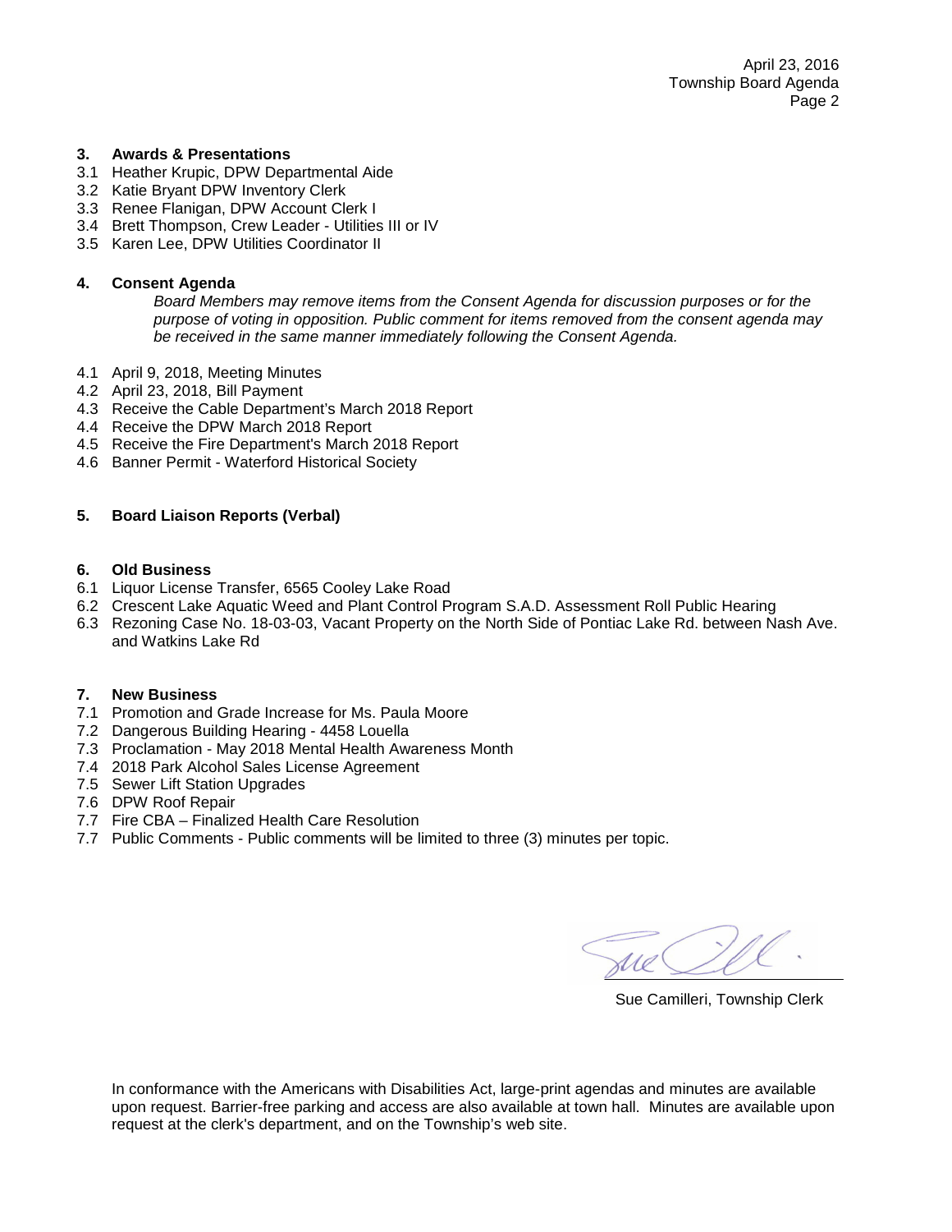## 3. Awards & Presentations

3.1 Heather Krupic, DPW Departmental Aide
3.2 Katie Bryant DPW Inventory Clerk
3.3 Renee Flanigan, DPW Account Clerk I
3.4 Brett Thompson, Crew Leader - Utilities III or IV
3.5 Karen Lee, DPW Utilities Coordinator II

## 4. Consent Agenda

*Board Members may remove items from the Consent Agenda for discussion purposes or for the purpose of voting in opposition. Public comment for items removed from the consent agenda may be received in the same manner immediately following the Consent Agenda.*

4.1 April 9, 2018, Meeting Minutes
4.2 April 23, 2018, Bill Payment
4.3 Receive the Cable Department's March 2018 Report
4.4 Receive the DPW March 2018 Report
4.5 Receive the Fire Department's March 2018 Report
4.6 Banner Permit - Waterford Historical Society

## 5. Board Liaison Reports (Verbal)

## 6. Old Business

6.1 Liquor License Transfer, 6565 Cooley Lake Road
6.2 Crescent Lake Aquatic Weed and Plant Control Program S.A.D. Assessment Roll Public Hearing
6.3 Rezoning Case No. 18-03-03, Vacant Property on the North Side of Pontiac Lake Rd. between Nash Ave. and Watkins Lake Rd

## 7. New Business

7.1 Promotion and Grade Increase for Ms. Paula Moore
7.2 Dangerous Building Hearing - 4458 Louella
7.3 Proclamation - May 2018 Mental Health Awareness Month
7.4 2018 Park Alcohol Sales License Agreement
7.5 Sewer Lift Station Upgrades
7.6 DPW Roof Repair
7.7 Fire CBA – Finalized Health Care Resolution
7.7 Public Comments - Public comments will be limited to three (3) minutes per topic.

Sue Camilleri, Township Clerk

In conformance with the Americans with Disabilities Act, large-print agendas and minutes are available upon request. Barrier-free parking and access are also available at town hall. Minutes are available upon request at the clerk's department, and on the Township's web site.